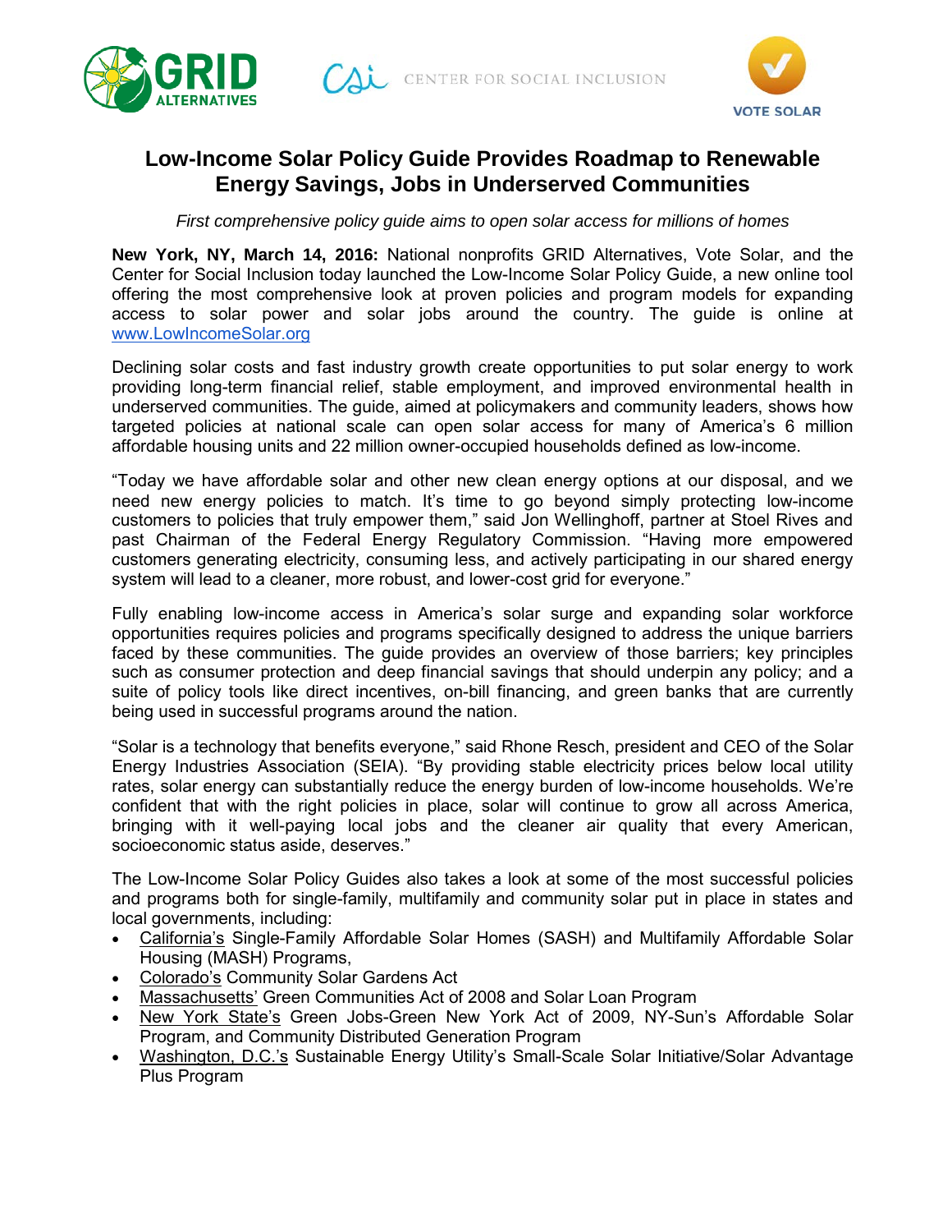GRID ALTERNATIVES    CENTER FOR SOCIAL INCLUSION    VOTE SOLAR

# Low-Income Solar Policy Guide Provides Roadmap to Renewable Energy Savings, Jobs in Underserved Communities

*First comprehensive policy guide aims to open solar access for millions of homes*

**New York, NY, March 14, 2016:** National nonprofits GRID Alternatives, Vote Solar, and the Center for Social Inclusion today launched the Low-Income Solar Policy Guide, a new online tool offering the most comprehensive look at proven policies and program models for expanding access to solar power and solar jobs around the country. The guide is online at [www.LowIncomeSolar.org](www.LowIncomeSolar.org)

Declining solar costs and fast industry growth create opportunities to put solar energy to work providing long-term financial relief, stable employment, and improved environmental health in underserved communities. The guide, aimed at policymakers and community leaders, shows how targeted policies at national scale can open solar access for many of America's 6 million affordable housing units and 22 million owner-occupied households defined as low-income.

"Today we have affordable solar and other new clean energy options at our disposal, and we need new energy policies to match. It's time to go beyond simply protecting low-income customers to policies that truly empower them," said Jon Wellinghoff, partner at Stoel Rives and past Chairman of the Federal Energy Regulatory Commission. "Having more empowered customers generating electricity, consuming less, and actively participating in our shared energy system will lead to a cleaner, more robust, and lower-cost grid for everyone."

Fully enabling low-income access in America's solar surge and expanding solar workforce opportunities requires policies and programs specifically designed to address the unique barriers faced by these communities. The guide provides an overview of those barriers; key principles such as consumer protection and deep financial savings that should underpin any policy; and a suite of policy tools like direct incentives, on-bill financing, and green banks that are currently being used in successful programs around the nation.

"Solar is a technology that benefits everyone," said Rhone Resch, president and CEO of the Solar Energy Industries Association (SEIA). "By providing stable electricity prices below local utility rates, solar energy can substantially reduce the energy burden of low-income households. We're confident that with the right policies in place, solar will continue to grow all across America, bringing with it well-paying local jobs and the cleaner air quality that every American, socioeconomic status aside, deserves."

The Low-Income Solar Policy Guides also takes a look at some of the most successful policies and programs both for single-family, multifamily and community solar put in place in states and local governments, including:

- California's Single-Family Affordable Solar Homes (SASH) and Multifamily Affordable Solar Housing (MASH) Programs,
- Colorado's Community Solar Gardens Act
- Massachusetts' Green Communities Act of 2008 and Solar Loan Program
- New York State's Green Jobs-Green New York Act of 2009, NY-Sun's Affordable Solar Program, and Community Distributed Generation Program
- Washington, D.C.'s Sustainable Energy Utility's Small-Scale Solar Initiative/Solar Advantage Plus Program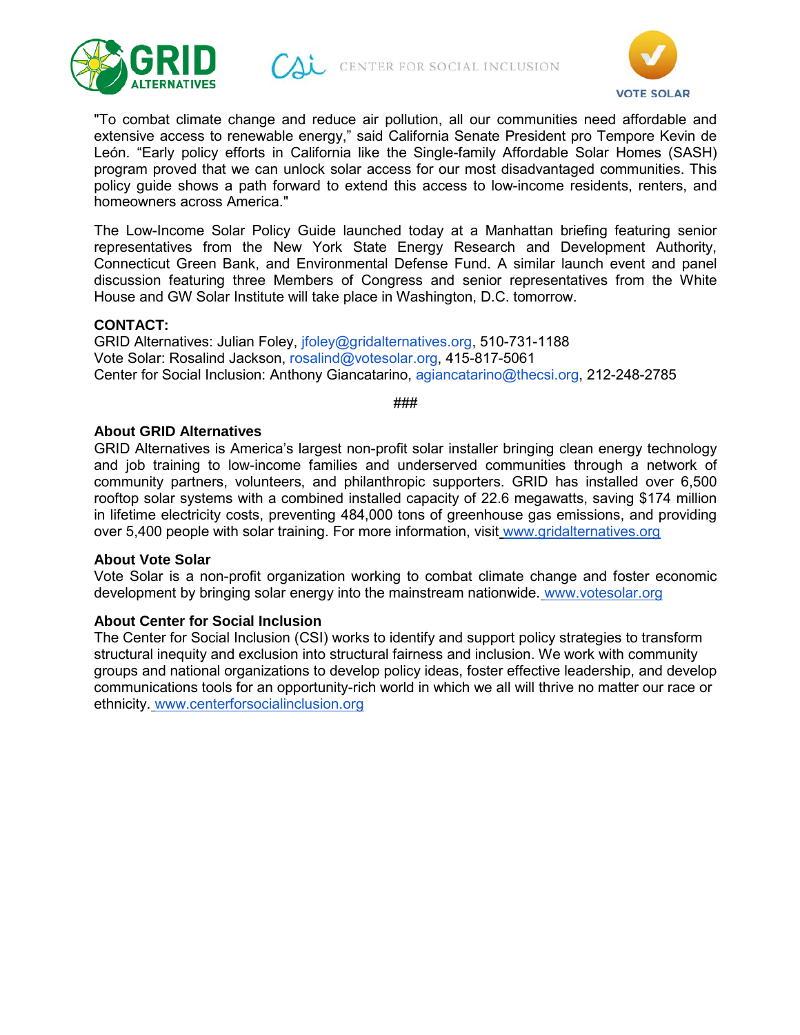"To combat climate change and reduce air pollution, all our communities need affordable and extensive access to renewable energy," said California Senate President pro Tempore Kevin de León. "Early policy efforts in California like the Single-family Affordable Solar Homes (SASH) program proved that we can unlock solar access for our most disadvantaged communities. This policy guide shows a path forward to extend this access to low-income residents, renters, and homeowners across America."

The Low-Income Solar Policy Guide launched today at a Manhattan briefing featuring senior representatives from the New York State Energy Research and Development Authority, Connecticut Green Bank, and Environmental Defense Fund. A similar launch event and panel discussion featuring three Members of Congress and senior representatives from the White House and GW Solar Institute will take place in Washington, D.C. tomorrow.

**CONTACT:**
GRID Alternatives: Julian Foley, jfoley@gridalternatives.org, 510-731-1188
Vote Solar: Rosalind Jackson, rosalind@votesolar.org, 415-817-5061
Center for Social Inclusion: Anthony Giancatarino, agiancatarino@thecsi.org, 212-248-2785

###

**About GRID Alternatives**
GRID Alternatives is America's largest non-profit solar installer bringing clean energy technology and job training to low-income families and underserved communities through a network of community partners, volunteers, and philanthropic supporters. GRID has installed over 6,500 rooftop solar systems with a combined installed capacity of 22.6 megawatts, saving $174 million in lifetime electricity costs, preventing 484,000 tons of greenhouse gas emissions, and providing over 5,400 people with solar training. For more information, visit www.gridalternatives.org

**About Vote Solar**
Vote Solar is a non-profit organization working to combat climate change and foster economic development by bringing solar energy into the mainstream nationwide. www.votesolar.org

**About Center for Social Inclusion**
The Center for Social Inclusion (CSI) works to identify and support policy strategies to transform structural inequity and exclusion into structural fairness and inclusion. We work with community groups and national organizations to develop policy ideas, foster effective leadership, and develop communications tools for an opportunity-rich world in which we all will thrive no matter our race or ethnicity. www.centerforsocialinclusion.org